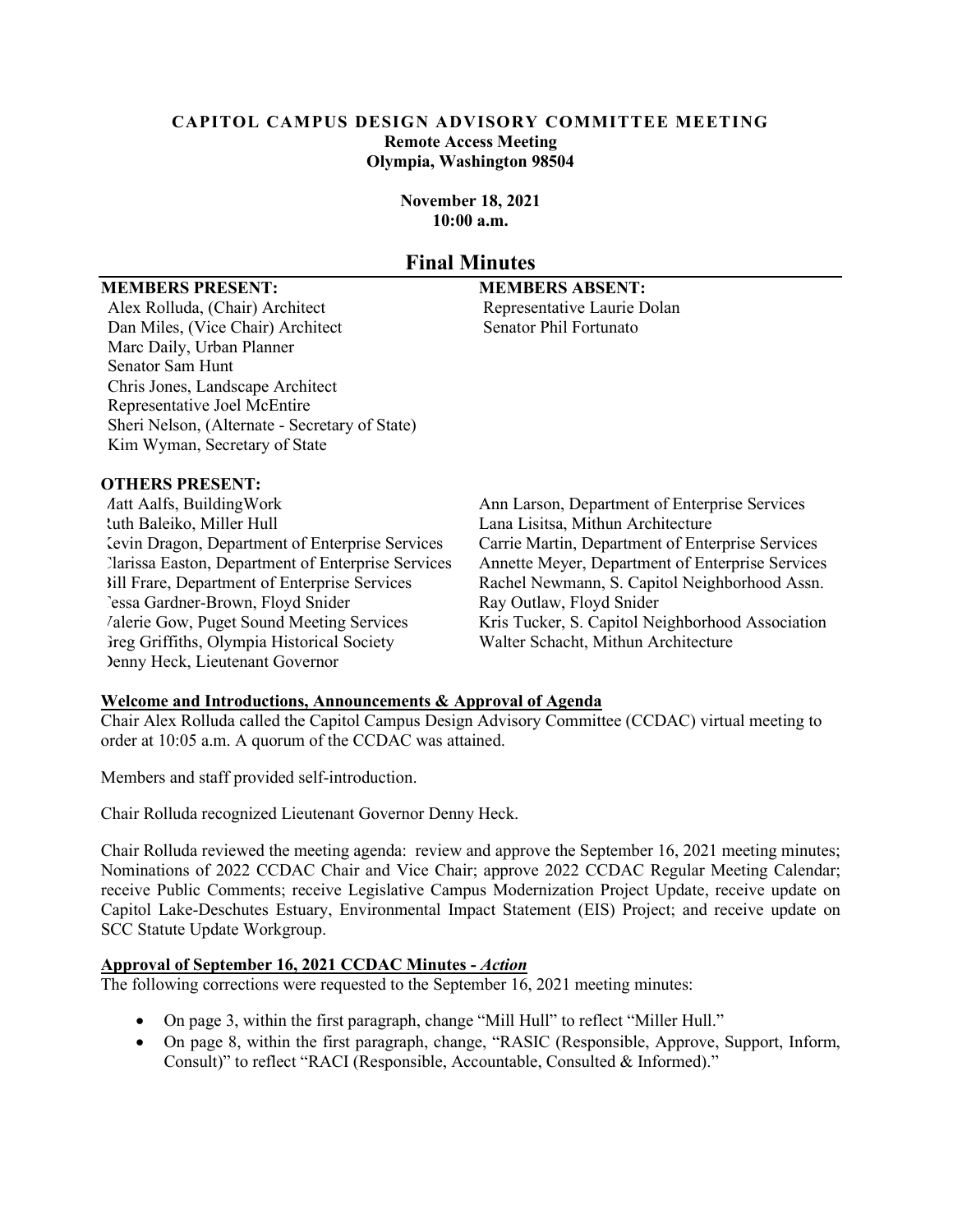# CAPITOL CAMPUS DESIGN ADVISORY COMMITTEE MEETING

**Remote Access Meeting**
**Olympia, Washington 98504**

**November 18, 2021**
**10:00 a.m.**

## Final Minutes

**MEMBERS PRESENT:**

Alex Rolluda, (Chair) Architect
Dan Miles, (Vice Chair) Architect
Marc Daily, Urban Planner
Senator Sam Hunt
Chris Jones, Landscape Architect
Representative Joel McEntire
Sheri Nelson, (Alternate - Secretary of State)
Kim Wyman, Secretary of State

**MEMBERS ABSENT:**

Representative Laurie Dolan
Senator Phil Fortunato

**OTHERS PRESENT:**

Matt Aalfs, BuildingWork
Ruth Baleiko, Miller Hull
Kevin Dragon, Department of Enterprise Services
Clarissa Easton, Department of Enterprise Services
Bill Frare, Department of Enterprise Services
Tessa Gardner-Brown, Floyd Snider
Valerie Gow, Puget Sound Meeting Services
Greg Griffiths, Olympia Historical Society
Denny Heck, Lieutenant Governor
Ann Larson, Department of Enterprise Services
Lana Lisitsa, Mithun Architecture
Carrie Martin, Department of Enterprise Services
Annette Meyer, Department of Enterprise Services
Rachel Newmann, S. Capitol Neighborhood Assn.
Ray Outlaw, Floyd Snider
Kris Tucker, S. Capitol Neighborhood Association
Walter Schacht, Mithun Architecture

**Welcome and Introductions, Announcements & Approval of Agenda**

Chair Alex Rolluda called the Capitol Campus Design Advisory Committee (CCDAC) virtual meeting to order at 10:05 a.m. A quorum of the CCDAC was attained.

Members and staff provided self-introduction.

Chair Rolluda recognized Lieutenant Governor Denny Heck.

Chair Rolluda reviewed the meeting agenda: review and approve the September 16, 2021 meeting minutes; Nominations of 2022 CCDAC Chair and Vice Chair; approve 2022 CCDAC Regular Meeting Calendar; receive Public Comments; receive Legislative Campus Modernization Project Update, receive update on Capitol Lake-Deschutes Estuary, Environmental Impact Statement (EIS) Project; and receive update on SCC Statute Update Workgroup.

**Approval of September 16, 2021 CCDAC Minutes -** ***Action***

The following corrections were requested to the September 16, 2021 meeting minutes:

- On page 3, within the first paragraph, change "Mill Hull" to reflect "Miller Hull."
- On page 8, within the first paragraph, change, "RASIC (Responsible, Approve, Support, Inform, Consult)" to reflect "RACI (Responsible, Accountable, Consulted & Informed)."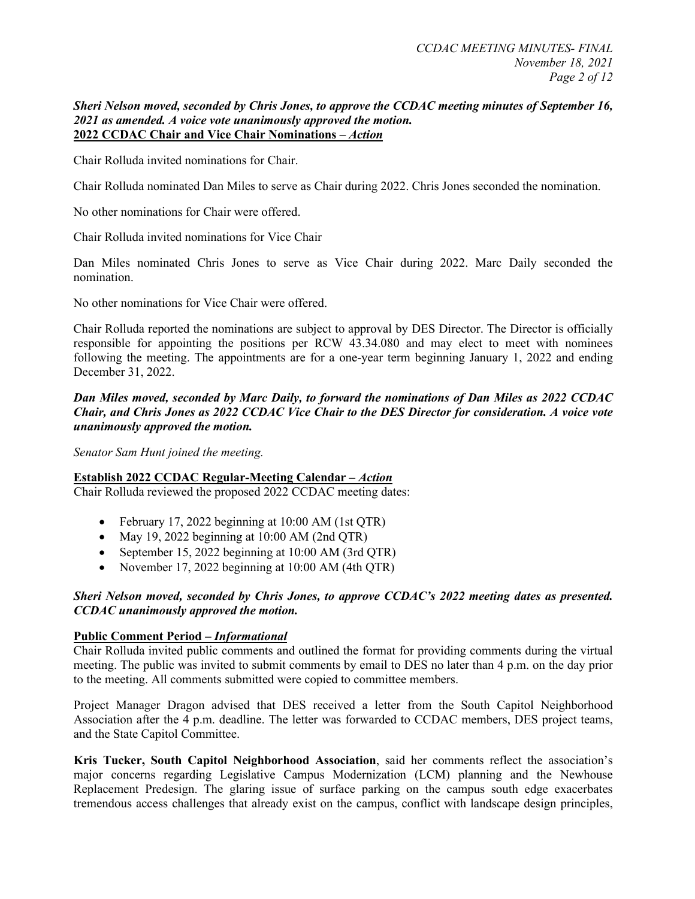***Sheri Nelson moved, seconded by Chris Jones, to approve the CCDAC meeting minutes of September 16, 2021 as amended. A voice vote unanimously approved the motion.***

**2022 CCDAC Chair and Vice Chair Nominations – *Action***

Chair Rolluda invited nominations for Chair.

Chair Rolluda nominated Dan Miles to serve as Chair during 2022. Chris Jones seconded the nomination.

No other nominations for Chair were offered.

Chair Rolluda invited nominations for Vice Chair

Dan Miles nominated Chris Jones to serve as Vice Chair during 2022. Marc Daily seconded the nomination.

No other nominations for Vice Chair were offered.

Chair Rolluda reported the nominations are subject to approval by DES Director. The Director is officially responsible for appointing the positions per RCW 43.34.080 and may elect to meet with nominees following the meeting. The appointments are for a one-year term beginning January 1, 2022 and ending December 31, 2022.

***Dan Miles moved, seconded by Marc Daily, to forward the nominations of Dan Miles as 2022 CCDAC Chair, and Chris Jones as 2022 CCDAC Vice Chair to the DES Director for consideration. A voice vote unanimously approved the motion.***

*Senator Sam Hunt joined the meeting.*

**Establish 2022 CCDAC Regular-Meeting Calendar – *Action***

Chair Rolluda reviewed the proposed 2022 CCDAC meeting dates:

- February 17, 2022 beginning at 10:00 AM (1st QTR)
- May 19, 2022 beginning at 10:00 AM (2nd QTR)
- September 15, 2022 beginning at 10:00 AM (3rd QTR)
- November 17, 2022 beginning at 10:00 AM (4th QTR)

***Sheri Nelson moved, seconded by Chris Jones, to approve CCDAC's 2022 meeting dates as presented. CCDAC unanimously approved the motion.***

**Public Comment Period – *Informational***

Chair Rolluda invited public comments and outlined the format for providing comments during the virtual meeting. The public was invited to submit comments by email to DES no later than 4 p.m. on the day prior to the meeting. All comments submitted were copied to committee members.

Project Manager Dragon advised that DES received a letter from the South Capitol Neighborhood Association after the 4 p.m. deadline. The letter was forwarded to CCDAC members, DES project teams, and the State Capitol Committee.

**Kris Tucker, South Capitol Neighborhood Association**, said her comments reflect the association's major concerns regarding Legislative Campus Modernization (LCM) planning and the Newhouse Replacement Predesign. The glaring issue of surface parking on the campus south edge exacerbates tremendous access challenges that already exist on the campus, conflict with landscape design principles,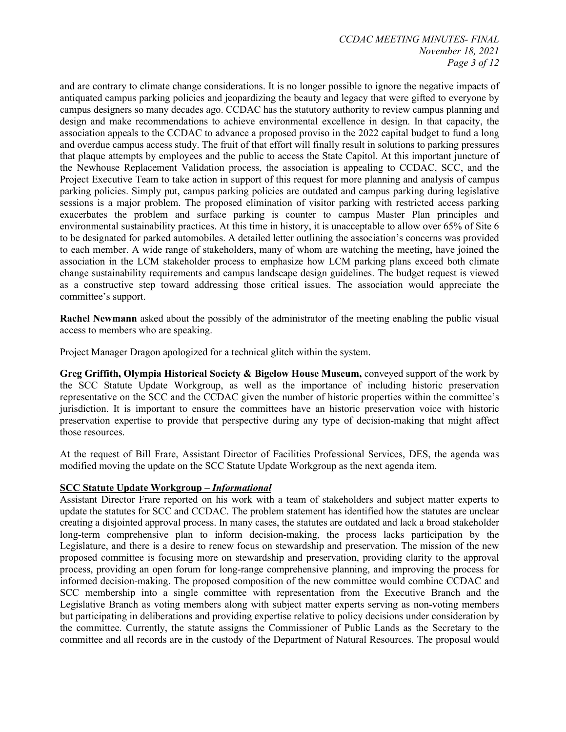and are contrary to climate change considerations. It is no longer possible to ignore the negative impacts of antiquated campus parking policies and jeopardizing the beauty and legacy that were gifted to everyone by campus designers so many decades ago. CCDAC has the statutory authority to review campus planning and design and make recommendations to achieve environmental excellence in design. In that capacity, the association appeals to the CCDAC to advance a proposed proviso in the 2022 capital budget to fund a long and overdue campus access study. The fruit of that effort will finally result in solutions to parking pressures that plaque attempts by employees and the public to access the State Capitol. At this important juncture of the Newhouse Replacement Validation process, the association is appealing to CCDAC, SCC, and the Project Executive Team to take action in support of this request for more planning and analysis of campus parking policies. Simply put, campus parking policies are outdated and campus parking during legislative sessions is a major problem. The proposed elimination of visitor parking with restricted access parking exacerbates the problem and surface parking is counter to campus Master Plan principles and environmental sustainability practices. At this time in history, it is unacceptable to allow over 65% of Site 6 to be designated for parked automobiles. A detailed letter outlining the association's concerns was provided to each member. A wide range of stakeholders, many of whom are watching the meeting, have joined the association in the LCM stakeholder process to emphasize how LCM parking plans exceed both climate change sustainability requirements and campus landscape design guidelines. The budget request is viewed as a constructive step toward addressing those critical issues. The association would appreciate the committee's support.

**Rachel Newmann** asked about the possibly of the administrator of the meeting enabling the public visual access to members who are speaking.

Project Manager Dragon apologized for a technical glitch within the system.

**Greg Griffith, Olympia Historical Society & Bigelow House Museum,** conveyed support of the work by the SCC Statute Update Workgroup, as well as the importance of including historic preservation representative on the SCC and the CCDAC given the number of historic properties within the committee's jurisdiction. It is important to ensure the committees have an historic preservation voice with historic preservation expertise to provide that perspective during any type of decision-making that might affect those resources.

At the request of Bill Frare, Assistant Director of Facilities Professional Services, DES, the agenda was modified moving the update on the SCC Statute Update Workgroup as the next agenda item.

**SCC Statute Update Workgroup – *Informational***

Assistant Director Frare reported on his work with a team of stakeholders and subject matter experts to update the statutes for SCC and CCDAC. The problem statement has identified how the statutes are unclear creating a disjointed approval process. In many cases, the statutes are outdated and lack a broad stakeholder long-term comprehensive plan to inform decision-making, the process lacks participation by the Legislature, and there is a desire to renew focus on stewardship and preservation. The mission of the new proposed committee is focusing more on stewardship and preservation, providing clarity to the approval process, providing an open forum for long-range comprehensive planning, and improving the process for informed decision-making. The proposed composition of the new committee would combine CCDAC and SCC membership into a single committee with representation from the Executive Branch and the Legislative Branch as voting members along with subject matter experts serving as non-voting members but participating in deliberations and providing expertise relative to policy decisions under consideration by the committee. Currently, the statute assigns the Commissioner of Public Lands as the Secretary to the committee and all records are in the custody of the Department of Natural Resources. The proposal would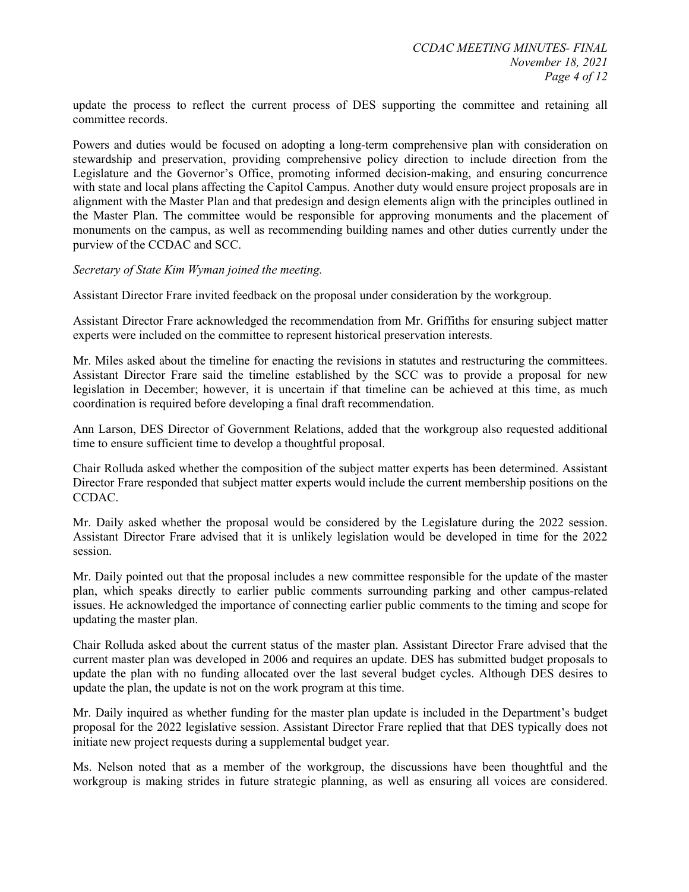update the process to reflect the current process of DES supporting the committee and retaining all committee records.

Powers and duties would be focused on adopting a long-term comprehensive plan with consideration on stewardship and preservation, providing comprehensive policy direction to include direction from the Legislature and the Governor's Office, promoting informed decision-making, and ensuring concurrence with state and local plans affecting the Capitol Campus. Another duty would ensure project proposals are in alignment with the Master Plan and that predesign and design elements align with the principles outlined in the Master Plan. The committee would be responsible for approving monuments and the placement of monuments on the campus, as well as recommending building names and other duties currently under the purview of the CCDAC and SCC.

*Secretary of State Kim Wyman joined the meeting.*

Assistant Director Frare invited feedback on the proposal under consideration by the workgroup.

Assistant Director Frare acknowledged the recommendation from Mr. Griffiths for ensuring subject matter experts were included on the committee to represent historical preservation interests.

Mr. Miles asked about the timeline for enacting the revisions in statutes and restructuring the committees. Assistant Director Frare said the timeline established by the SCC was to provide a proposal for new legislation in December; however, it is uncertain if that timeline can be achieved at this time, as much coordination is required before developing a final draft recommendation.

Ann Larson, DES Director of Government Relations, added that the workgroup also requested additional time to ensure sufficient time to develop a thoughtful proposal.

Chair Rolluda asked whether the composition of the subject matter experts has been determined. Assistant Director Frare responded that subject matter experts would include the current membership positions on the CCDAC.

Mr. Daily asked whether the proposal would be considered by the Legislature during the 2022 session. Assistant Director Frare advised that it is unlikely legislation would be developed in time for the 2022 session.

Mr. Daily pointed out that the proposal includes a new committee responsible for the update of the master plan, which speaks directly to earlier public comments surrounding parking and other campus-related issues. He acknowledged the importance of connecting earlier public comments to the timing and scope for updating the master plan.

Chair Rolluda asked about the current status of the master plan. Assistant Director Frare advised that the current master plan was developed in 2006 and requires an update. DES has submitted budget proposals to update the plan with no funding allocated over the last several budget cycles. Although DES desires to update the plan, the update is not on the work program at this time.

Mr. Daily inquired as whether funding for the master plan update is included in the Department's budget proposal for the 2022 legislative session. Assistant Director Frare replied that that DES typically does not initiate new project requests during a supplemental budget year.

Ms. Nelson noted that as a member of the workgroup, the discussions have been thoughtful and the workgroup is making strides in future strategic planning, as well as ensuring all voices are considered.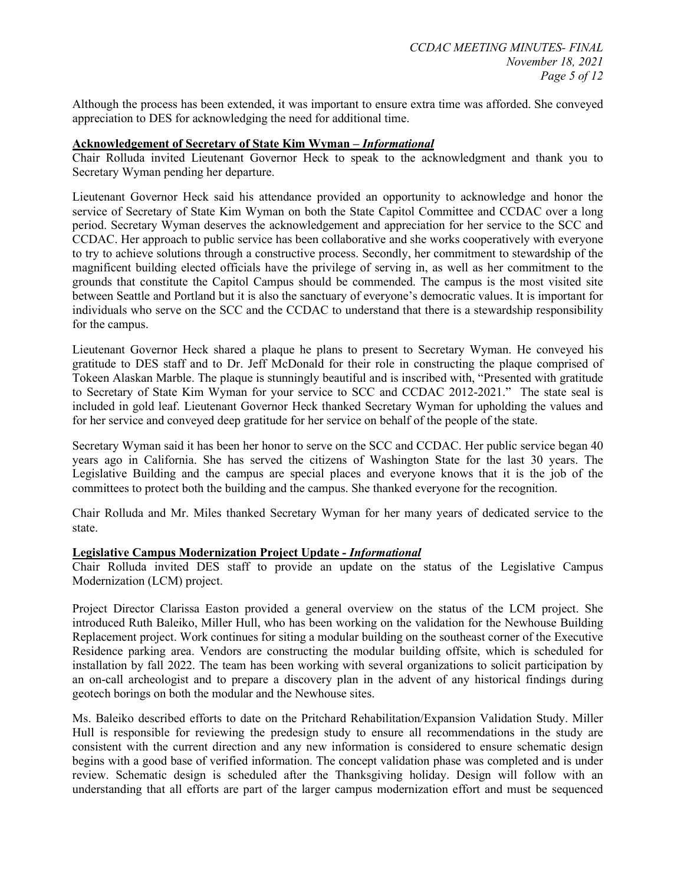Although the process has been extended, it was important to ensure extra time was afforded. She conveyed appreciation to DES for acknowledging the need for additional time.

**Acknowledgement of Secretary of State Kim Wyman –** ***Informational***

Chair Rolluda invited Lieutenant Governor Heck to speak to the acknowledgment and thank you to Secretary Wyman pending her departure.

Lieutenant Governor Heck said his attendance provided an opportunity to acknowledge and honor the service of Secretary of State Kim Wyman on both the State Capitol Committee and CCDAC over a long period. Secretary Wyman deserves the acknowledgement and appreciation for her service to the SCC and CCDAC. Her approach to public service has been collaborative and she works cooperatively with everyone to try to achieve solutions through a constructive process. Secondly, her commitment to stewardship of the magnificent building elected officials have the privilege of serving in, as well as her commitment to the grounds that constitute the Capitol Campus should be commended. The campus is the most visited site between Seattle and Portland but it is also the sanctuary of everyone's democratic values. It is important for individuals who serve on the SCC and the CCDAC to understand that there is a stewardship responsibility for the campus.

Lieutenant Governor Heck shared a plaque he plans to present to Secretary Wyman. He conveyed his gratitude to DES staff and to Dr. Jeff McDonald for their role in constructing the plaque comprised of Tokeen Alaskan Marble. The plaque is stunningly beautiful and is inscribed with, "Presented with gratitude to Secretary of State Kim Wyman for your service to SCC and CCDAC 2012-2021." The state seal is included in gold leaf. Lieutenant Governor Heck thanked Secretary Wyman for upholding the values and for her service and conveyed deep gratitude for her service on behalf of the people of the state.

Secretary Wyman said it has been her honor to serve on the SCC and CCDAC. Her public service began 40 years ago in California. She has served the citizens of Washington State for the last 30 years. The Legislative Building and the campus are special places and everyone knows that it is the job of the committees to protect both the building and the campus. She thanked everyone for the recognition.

Chair Rolluda and Mr. Miles thanked Secretary Wyman for her many years of dedicated service to the state.

**Legislative Campus Modernization Project Update -** ***Informational***

Chair Rolluda invited DES staff to provide an update on the status of the Legislative Campus Modernization (LCM) project.

Project Director Clarissa Easton provided a general overview on the status of the LCM project. She introduced Ruth Baleiko, Miller Hull, who has been working on the validation for the Newhouse Building Replacement project. Work continues for siting a modular building on the southeast corner of the Executive Residence parking area. Vendors are constructing the modular building offsite, which is scheduled for installation by fall 2022. The team has been working with several organizations to solicit participation by an on-call archeologist and to prepare a discovery plan in the advent of any historical findings during geotech borings on both the modular and the Newhouse sites.

Ms. Baleiko described efforts to date on the Pritchard Rehabilitation/Expansion Validation Study. Miller Hull is responsible for reviewing the predesign study to ensure all recommendations in the study are consistent with the current direction and any new information is considered to ensure schematic design begins with a good base of verified information. The concept validation phase was completed and is under review. Schematic design is scheduled after the Thanksgiving holiday. Design will follow with an understanding that all efforts are part of the larger campus modernization effort and must be sequenced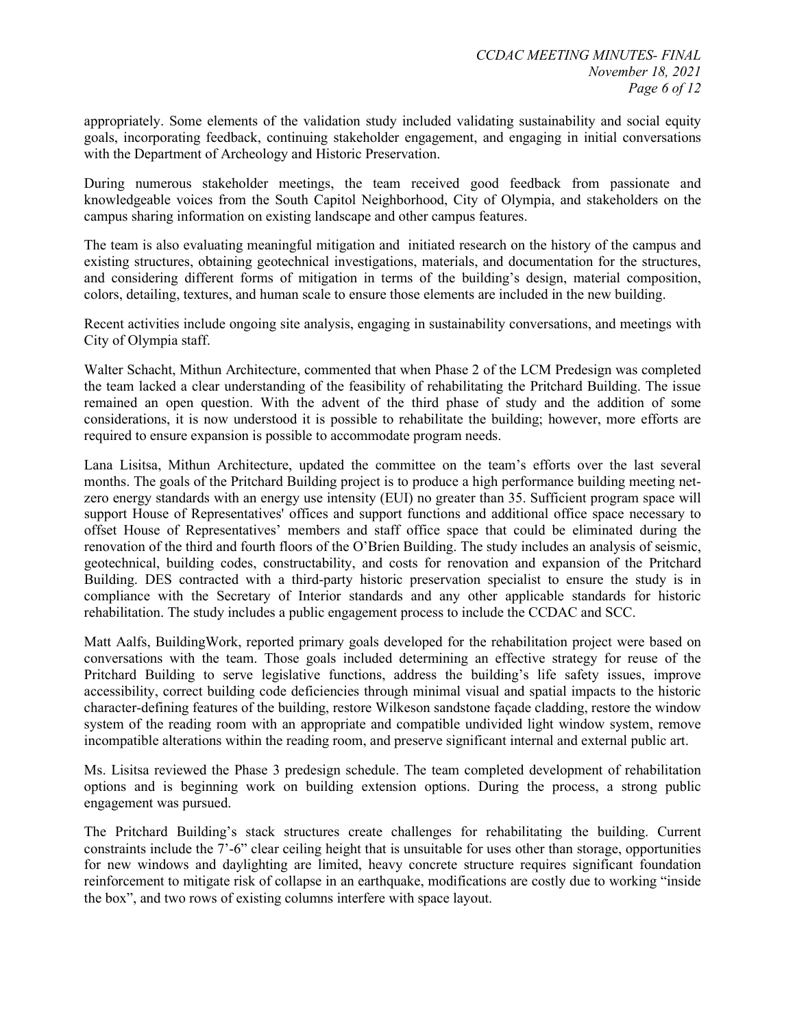appropriately. Some elements of the validation study included validating sustainability and social equity goals, incorporating feedback, continuing stakeholder engagement, and engaging in initial conversations with the Department of Archeology and Historic Preservation.

During numerous stakeholder meetings, the team received good feedback from passionate and knowledgeable voices from the South Capitol Neighborhood, City of Olympia, and stakeholders on the campus sharing information on existing landscape and other campus features.

The team is also evaluating meaningful mitigation and initiated research on the history of the campus and existing structures, obtaining geotechnical investigations, materials, and documentation for the structures, and considering different forms of mitigation in terms of the building's design, material composition, colors, detailing, textures, and human scale to ensure those elements are included in the new building.

Recent activities include ongoing site analysis, engaging in sustainability conversations, and meetings with City of Olympia staff.

Walter Schacht, Mithun Architecture, commented that when Phase 2 of the LCM Predesign was completed the team lacked a clear understanding of the feasibility of rehabilitating the Pritchard Building. The issue remained an open question. With the advent of the third phase of study and the addition of some considerations, it is now understood it is possible to rehabilitate the building; however, more efforts are required to ensure expansion is possible to accommodate program needs.

Lana Lisitsa, Mithun Architecture, updated the committee on the team's efforts over the last several months. The goals of the Pritchard Building project is to produce a high performance building meeting net-zero energy standards with an energy use intensity (EUI) no greater than 35. Sufficient program space will support House of Representatives' offices and support functions and additional office space necessary to offset House of Representatives' members and staff office space that could be eliminated during the renovation of the third and fourth floors of the O'Brien Building. The study includes an analysis of seismic, geotechnical, building codes, constructability, and costs for renovation and expansion of the Pritchard Building. DES contracted with a third-party historic preservation specialist to ensure the study is in compliance with the Secretary of Interior standards and any other applicable standards for historic rehabilitation. The study includes a public engagement process to include the CCDAC and SCC.

Matt Aalfs, BuildingWork, reported primary goals developed for the rehabilitation project were based on conversations with the team. Those goals included determining an effective strategy for reuse of the Pritchard Building to serve legislative functions, address the building's life safety issues, improve accessibility, correct building code deficiencies through minimal visual and spatial impacts to the historic character-defining features of the building, restore Wilkeson sandstone façade cladding, restore the window system of the reading room with an appropriate and compatible undivided light window system, remove incompatible alterations within the reading room, and preserve significant internal and external public art.

Ms. Lisitsa reviewed the Phase 3 predesign schedule. The team completed development of rehabilitation options and is beginning work on building extension options. During the process, a strong public engagement was pursued.

The Pritchard Building's stack structures create challenges for rehabilitating the building. Current constraints include the 7'-6" clear ceiling height that is unsuitable for uses other than storage, opportunities for new windows and daylighting are limited, heavy concrete structure requires significant foundation reinforcement to mitigate risk of collapse in an earthquake, modifications are costly due to working "inside the box", and two rows of existing columns interfere with space layout.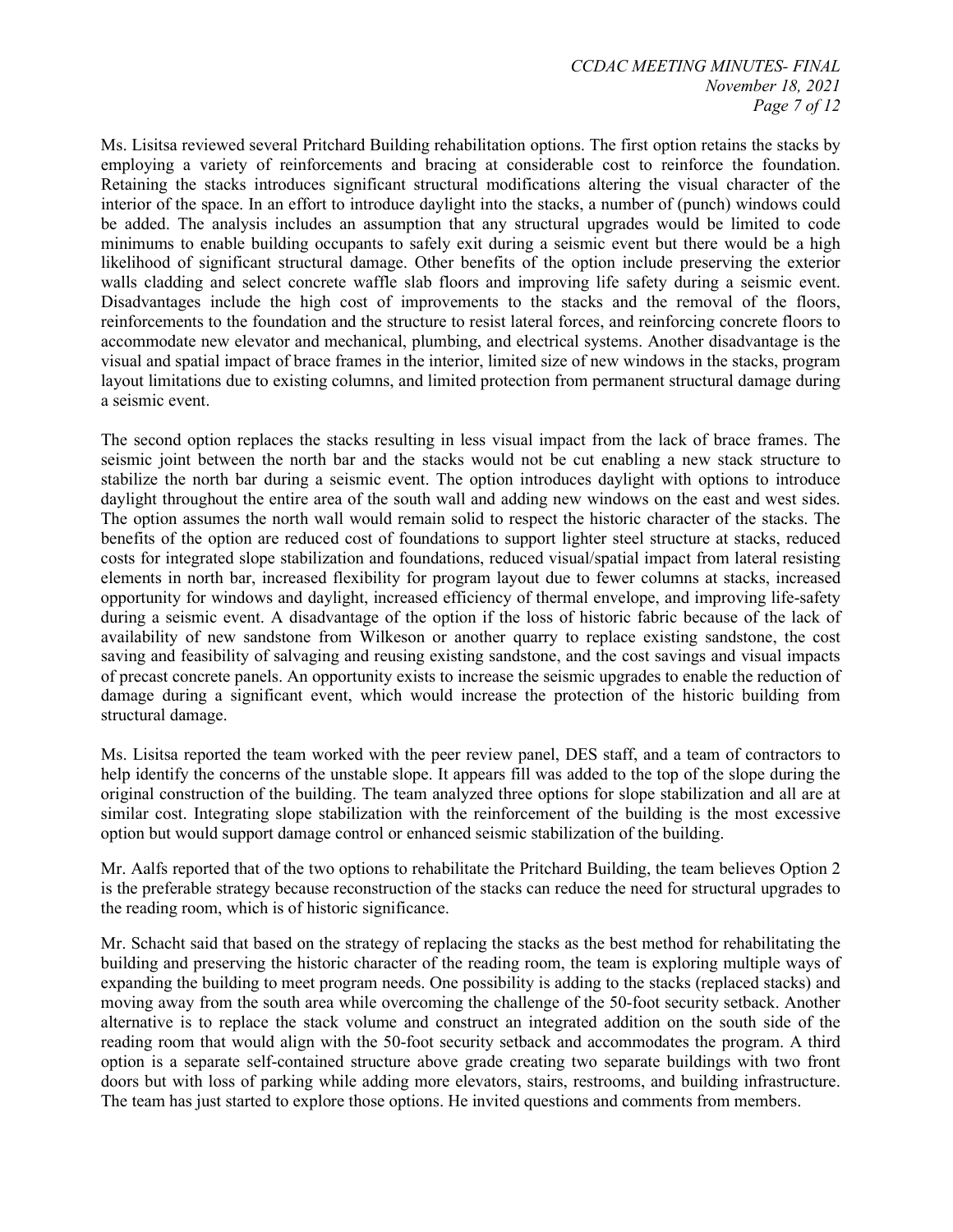Ms. Lisitsa reviewed several Pritchard Building rehabilitation options. The first option retains the stacks by employing a variety of reinforcements and bracing at considerable cost to reinforce the foundation. Retaining the stacks introduces significant structural modifications altering the visual character of the interior of the space. In an effort to introduce daylight into the stacks, a number of (punch) windows could be added. The analysis includes an assumption that any structural upgrades would be limited to code minimums to enable building occupants to safely exit during a seismic event but there would be a high likelihood of significant structural damage. Other benefits of the option include preserving the exterior walls cladding and select concrete waffle slab floors and improving life safety during a seismic event. Disadvantages include the high cost of improvements to the stacks and the removal of the floors, reinforcements to the foundation and the structure to resist lateral forces, and reinforcing concrete floors to accommodate new elevator and mechanical, plumbing, and electrical systems. Another disadvantage is the visual and spatial impact of brace frames in the interior, limited size of new windows in the stacks, program layout limitations due to existing columns, and limited protection from permanent structural damage during a seismic event.

The second option replaces the stacks resulting in less visual impact from the lack of brace frames. The seismic joint between the north bar and the stacks would not be cut enabling a new stack structure to stabilize the north bar during a seismic event. The option introduces daylight with options to introduce daylight throughout the entire area of the south wall and adding new windows on the east and west sides. The option assumes the north wall would remain solid to respect the historic character of the stacks. The benefits of the option are reduced cost of foundations to support lighter steel structure at stacks, reduced costs for integrated slope stabilization and foundations, reduced visual/spatial impact from lateral resisting elements in north bar, increased flexibility for program layout due to fewer columns at stacks, increased opportunity for windows and daylight, increased efficiency of thermal envelope, and improving life-safety during a seismic event. A disadvantage of the option if the loss of historic fabric because of the lack of availability of new sandstone from Wilkeson or another quarry to replace existing sandstone, the cost saving and feasibility of salvaging and reusing existing sandstone, and the cost savings and visual impacts of precast concrete panels. An opportunity exists to increase the seismic upgrades to enable the reduction of damage during a significant event, which would increase the protection of the historic building from structural damage.

Ms. Lisitsa reported the team worked with the peer review panel, DES staff, and a team of contractors to help identify the concerns of the unstable slope. It appears fill was added to the top of the slope during the original construction of the building. The team analyzed three options for slope stabilization and all are at similar cost. Integrating slope stabilization with the reinforcement of the building is the most excessive option but would support damage control or enhanced seismic stabilization of the building.

Mr. Aalfs reported that of the two options to rehabilitate the Pritchard Building, the team believes Option 2 is the preferable strategy because reconstruction of the stacks can reduce the need for structural upgrades to the reading room, which is of historic significance.

Mr. Schacht said that based on the strategy of replacing the stacks as the best method for rehabilitating the building and preserving the historic character of the reading room, the team is exploring multiple ways of expanding the building to meet program needs. One possibility is adding to the stacks (replaced stacks) and moving away from the south area while overcoming the challenge of the 50-foot security setback. Another alternative is to replace the stack volume and construct an integrated addition on the south side of the reading room that would align with the 50-foot security setback and accommodates the program. A third option is a separate self-contained structure above grade creating two separate buildings with two front doors but with loss of parking while adding more elevators, stairs, restrooms, and building infrastructure. The team has just started to explore those options. He invited questions and comments from members.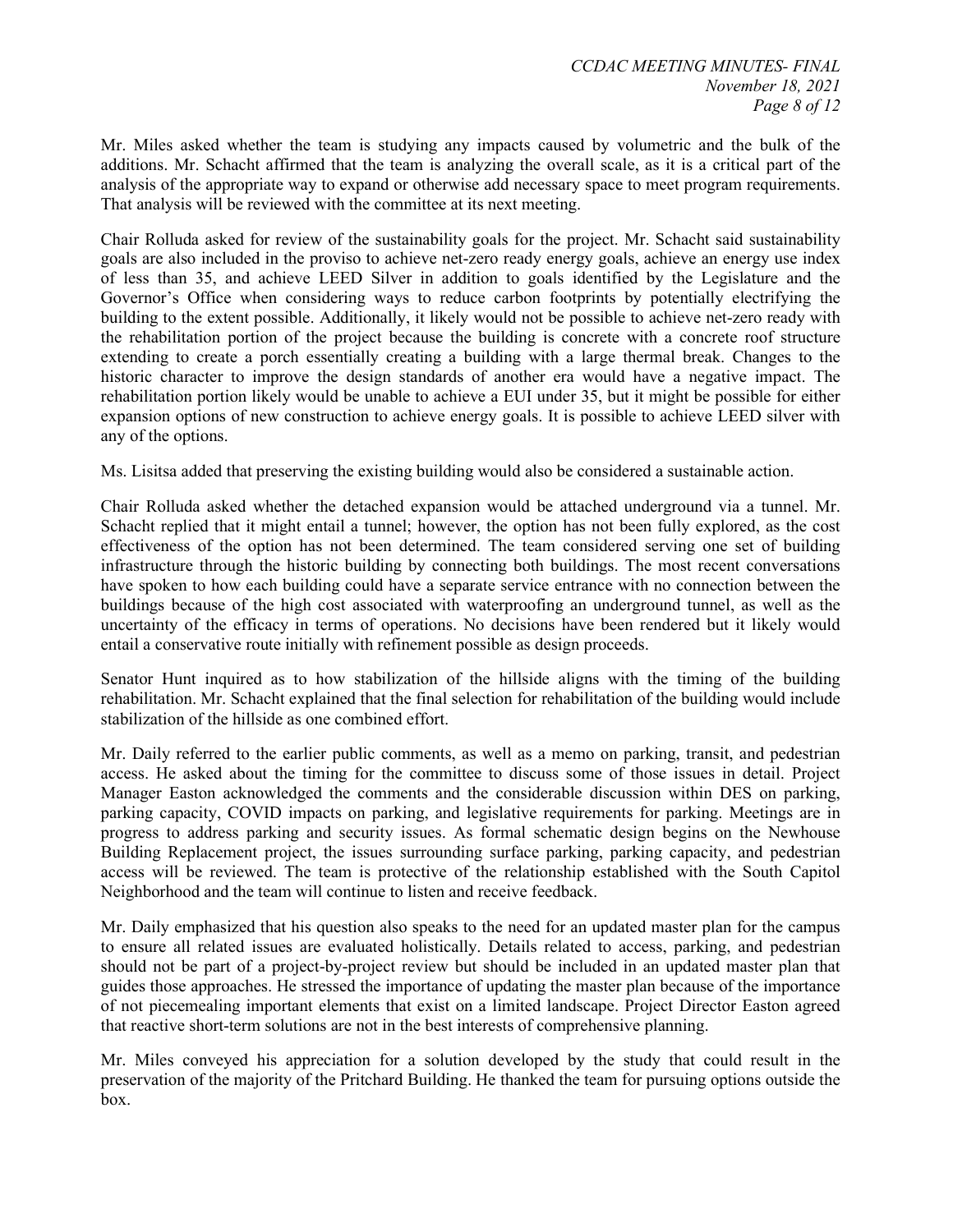Mr. Miles asked whether the team is studying any impacts caused by volumetric and the bulk of the additions. Mr. Schacht affirmed that the team is analyzing the overall scale, as it is a critical part of the analysis of the appropriate way to expand or otherwise add necessary space to meet program requirements. That analysis will be reviewed with the committee at its next meeting.

Chair Rolluda asked for review of the sustainability goals for the project. Mr. Schacht said sustainability goals are also included in the proviso to achieve net-zero ready energy goals, achieve an energy use index of less than 35, and achieve LEED Silver in addition to goals identified by the Legislature and the Governor's Office when considering ways to reduce carbon footprints by potentially electrifying the building to the extent possible. Additionally, it likely would not be possible to achieve net-zero ready with the rehabilitation portion of the project because the building is concrete with a concrete roof structure extending to create a porch essentially creating a building with a large thermal break. Changes to the historic character to improve the design standards of another era would have a negative impact. The rehabilitation portion likely would be unable to achieve a EUI under 35, but it might be possible for either expansion options of new construction to achieve energy goals. It is possible to achieve LEED silver with any of the options.

Ms. Lisitsa added that preserving the existing building would also be considered a sustainable action.

Chair Rolluda asked whether the detached expansion would be attached underground via a tunnel. Mr. Schacht replied that it might entail a tunnel; however, the option has not been fully explored, as the cost effectiveness of the option has not been determined. The team considered serving one set of building infrastructure through the historic building by connecting both buildings. The most recent conversations have spoken to how each building could have a separate service entrance with no connection between the buildings because of the high cost associated with waterproofing an underground tunnel, as well as the uncertainty of the efficacy in terms of operations. No decisions have been rendered but it likely would entail a conservative route initially with refinement possible as design proceeds.

Senator Hunt inquired as to how stabilization of the hillside aligns with the timing of the building rehabilitation. Mr. Schacht explained that the final selection for rehabilitation of the building would include stabilization of the hillside as one combined effort.

Mr. Daily referred to the earlier public comments, as well as a memo on parking, transit, and pedestrian access. He asked about the timing for the committee to discuss some of those issues in detail. Project Manager Easton acknowledged the comments and the considerable discussion within DES on parking, parking capacity, COVID impacts on parking, and legislative requirements for parking. Meetings are in progress to address parking and security issues. As formal schematic design begins on the Newhouse Building Replacement project, the issues surrounding surface parking, parking capacity, and pedestrian access will be reviewed. The team is protective of the relationship established with the South Capitol Neighborhood and the team will continue to listen and receive feedback.

Mr. Daily emphasized that his question also speaks to the need for an updated master plan for the campus to ensure all related issues are evaluated holistically. Details related to access, parking, and pedestrian should not be part of a project-by-project review but should be included in an updated master plan that guides those approaches. He stressed the importance of updating the master plan because of the importance of not piecemealing important elements that exist on a limited landscape. Project Director Easton agreed that reactive short-term solutions are not in the best interests of comprehensive planning.

Mr. Miles conveyed his appreciation for a solution developed by the study that could result in the preservation of the majority of the Pritchard Building. He thanked the team for pursuing options outside the box.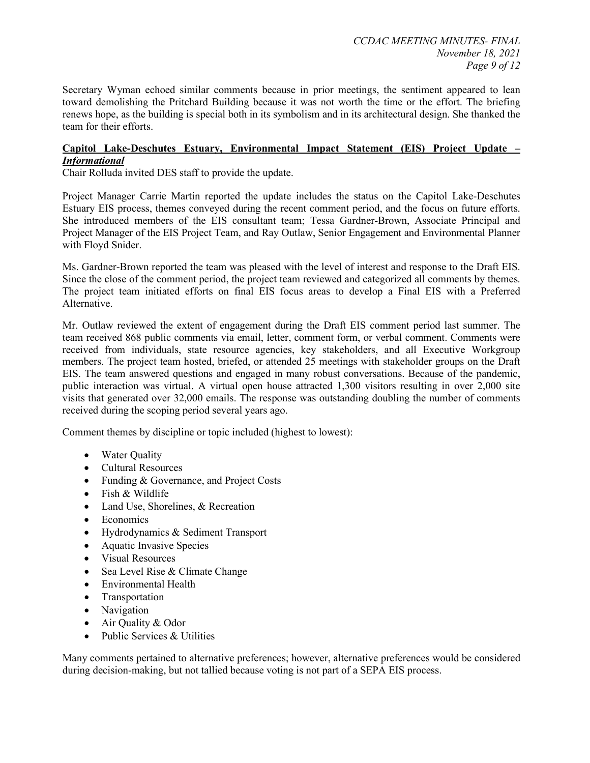Secretary Wyman echoed similar comments because in prior meetings, the sentiment appeared to lean toward demolishing the Pritchard Building because it was not worth the time or the effort. The briefing renews hope, as the building is special both in its symbolism and in its architectural design. She thanked the team for their efforts.

**Capitol Lake-Deschutes Estuary, Environmental Impact Statement (EIS) Project Update – *Informational***

Chair Rolluda invited DES staff to provide the update.

Project Manager Carrie Martin reported the update includes the status on the Capitol Lake-Deschutes Estuary EIS process, themes conveyed during the recent comment period, and the focus on future efforts. She introduced members of the EIS consultant team; Tessa Gardner-Brown, Associate Principal and Project Manager of the EIS Project Team, and Ray Outlaw, Senior Engagement and Environmental Planner with Floyd Snider.

Ms. Gardner-Brown reported the team was pleased with the level of interest and response to the Draft EIS. Since the close of the comment period, the project team reviewed and categorized all comments by themes. The project team initiated efforts on final EIS focus areas to develop a Final EIS with a Preferred Alternative.

Mr. Outlaw reviewed the extent of engagement during the Draft EIS comment period last summer. The team received 868 public comments via email, letter, comment form, or verbal comment. Comments were received from individuals, state resource agencies, key stakeholders, and all Executive Workgroup members. The project team hosted, briefed, or attended 25 meetings with stakeholder groups on the Draft EIS. The team answered questions and engaged in many robust conversations. Because of the pandemic, public interaction was virtual. A virtual open house attracted 1,300 visitors resulting in over 2,000 site visits that generated over 32,000 emails. The response was outstanding doubling the number of comments received during the scoping period several years ago.

Comment themes by discipline or topic included (highest to lowest):

- Water Quality
- Cultural Resources
- Funding & Governance, and Project Costs
- Fish & Wildlife
- Land Use, Shorelines, & Recreation
- Economics
- Hydrodynamics & Sediment Transport
- Aquatic Invasive Species
- Visual Resources
- Sea Level Rise & Climate Change
- Environmental Health
- Transportation
- Navigation
- Air Quality & Odor
- Public Services & Utilities

Many comments pertained to alternative preferences; however, alternative preferences would be considered during decision-making, but not tallied because voting is not part of a SEPA EIS process.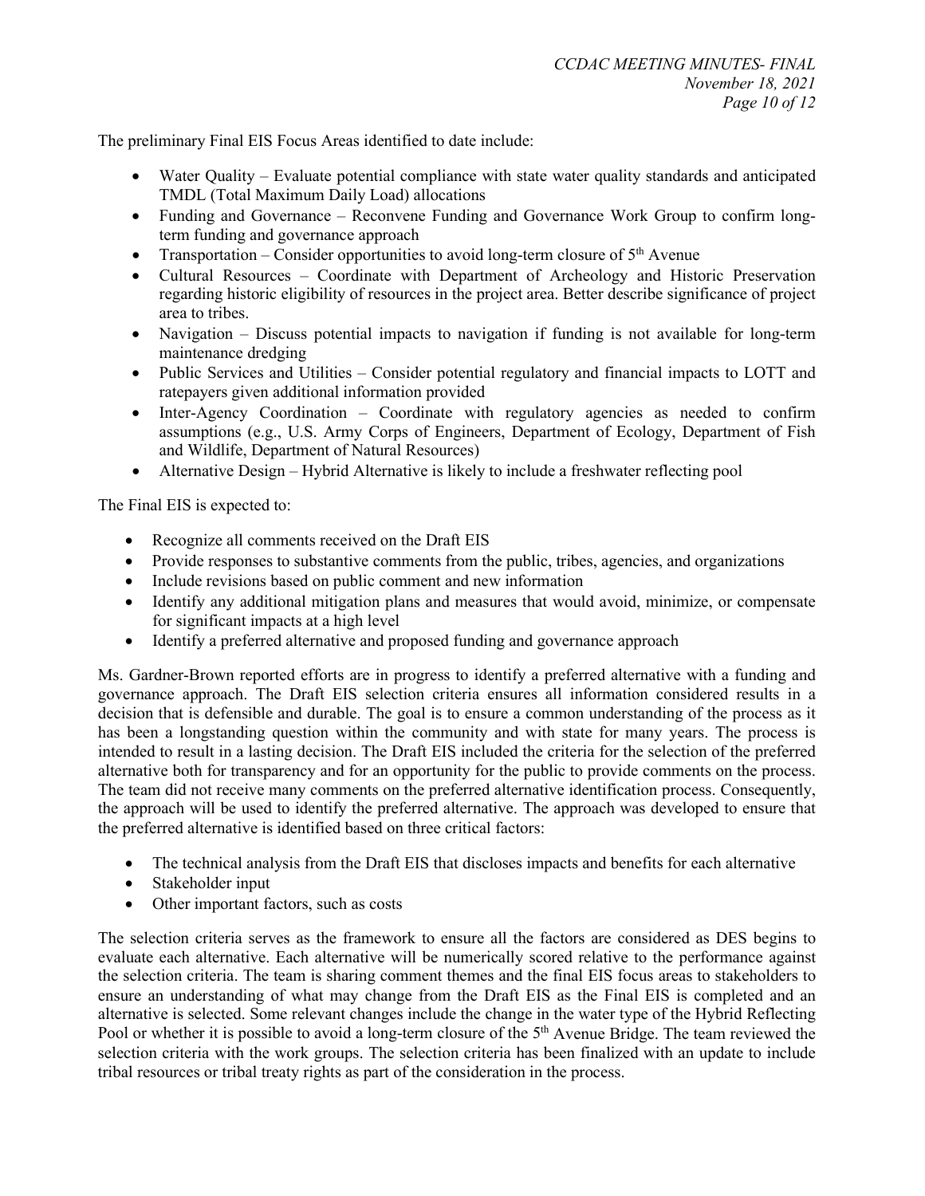The preliminary Final EIS Focus Areas identified to date include:

- Water Quality – Evaluate potential compliance with state water quality standards and anticipated TMDL (Total Maximum Daily Load) allocations
- Funding and Governance – Reconvene Funding and Governance Work Group to confirm long-term funding and governance approach
- Transportation – Consider opportunities to avoid long-term closure of 5th Avenue
- Cultural Resources – Coordinate with Department of Archeology and Historic Preservation regarding historic eligibility of resources in the project area. Better describe significance of project area to tribes.
- Navigation – Discuss potential impacts to navigation if funding is not available for long-term maintenance dredging
- Public Services and Utilities – Consider potential regulatory and financial impacts to LOTT and ratepayers given additional information provided
- Inter-Agency Coordination – Coordinate with regulatory agencies as needed to confirm assumptions (e.g., U.S. Army Corps of Engineers, Department of Ecology, Department of Fish and Wildlife, Department of Natural Resources)
- Alternative Design – Hybrid Alternative is likely to include a freshwater reflecting pool

The Final EIS is expected to:

- Recognize all comments received on the Draft EIS
- Provide responses to substantive comments from the public, tribes, agencies, and organizations
- Include revisions based on public comment and new information
- Identify any additional mitigation plans and measures that would avoid, minimize, or compensate for significant impacts at a high level
- Identify a preferred alternative and proposed funding and governance approach

Ms. Gardner-Brown reported efforts are in progress to identify a preferred alternative with a funding and governance approach. The Draft EIS selection criteria ensures all information considered results in a decision that is defensible and durable. The goal is to ensure a common understanding of the process as it has been a longstanding question within the community and with state for many years. The process is intended to result in a lasting decision. The Draft EIS included the criteria for the selection of the preferred alternative both for transparency and for an opportunity for the public to provide comments on the process. The team did not receive many comments on the preferred alternative identification process. Consequently, the approach will be used to identify the preferred alternative. The approach was developed to ensure that the preferred alternative is identified based on three critical factors:

- The technical analysis from the Draft EIS that discloses impacts and benefits for each alternative
- Stakeholder input
- Other important factors, such as costs

The selection criteria serves as the framework to ensure all the factors are considered as DES begins to evaluate each alternative. Each alternative will be numerically scored relative to the performance against the selection criteria. The team is sharing comment themes and the final EIS focus areas to stakeholders to ensure an understanding of what may change from the Draft EIS as the Final EIS is completed and an alternative is selected. Some relevant changes include the change in the water type of the Hybrid Reflecting Pool or whether it is possible to avoid a long-term closure of the 5th Avenue Bridge. The team reviewed the selection criteria with the work groups. The selection criteria has been finalized with an update to include tribal resources or tribal treaty rights as part of the consideration in the process.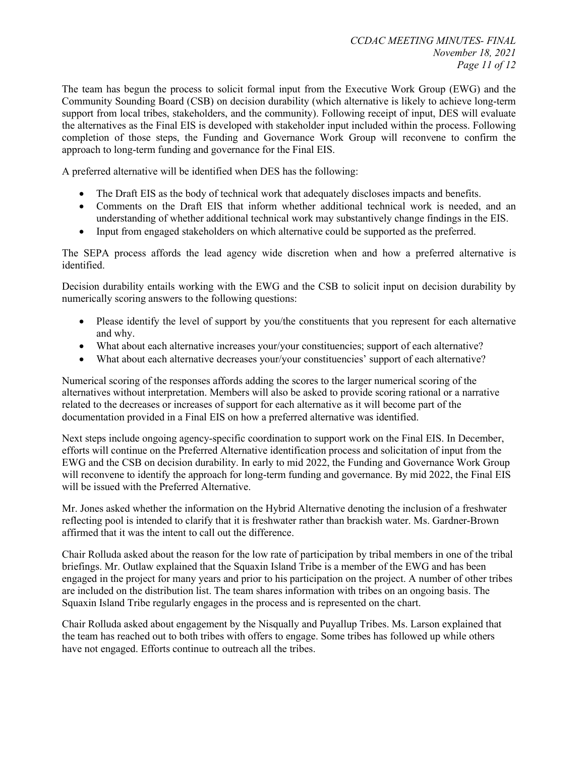The team has begun the process to solicit formal input from the Executive Work Group (EWG) and the Community Sounding Board (CSB) on decision durability (which alternative is likely to achieve long-term support from local tribes, stakeholders, and the community). Following receipt of input, DES will evaluate the alternatives as the Final EIS is developed with stakeholder input included within the process. Following completion of those steps, the Funding and Governance Work Group will reconvene to confirm the approach to long-term funding and governance for the Final EIS.

A preferred alternative will be identified when DES has the following:

- The Draft EIS as the body of technical work that adequately discloses impacts and benefits.
- Comments on the Draft EIS that inform whether additional technical work is needed, and an understanding of whether additional technical work may substantively change findings in the EIS.
- Input from engaged stakeholders on which alternative could be supported as the preferred.

The SEPA process affords the lead agency wide discretion when and how a preferred alternative is identified.

Decision durability entails working with the EWG and the CSB to solicit input on decision durability by numerically scoring answers to the following questions:

- Please identify the level of support by you/the constituents that you represent for each alternative and why.
- What about each alternative increases your/your constituencies; support of each alternative?
- What about each alternative decreases your/your constituencies' support of each alternative?

Numerical scoring of the responses affords adding the scores to the larger numerical scoring of the alternatives without interpretation. Members will also be asked to provide scoring rational or a narrative related to the decreases or increases of support for each alternative as it will become part of the documentation provided in a Final EIS on how a preferred alternative was identified.

Next steps include ongoing agency-specific coordination to support work on the Final EIS. In December, efforts will continue on the Preferred Alternative identification process and solicitation of input from the EWG and the CSB on decision durability. In early to mid 2022, the Funding and Governance Work Group will reconvene to identify the approach for long-term funding and governance. By mid 2022, the Final EIS will be issued with the Preferred Alternative.

Mr. Jones asked whether the information on the Hybrid Alternative denoting the inclusion of a freshwater reflecting pool is intended to clarify that it is freshwater rather than brackish water. Ms. Gardner-Brown affirmed that it was the intent to call out the difference.

Chair Rolluda asked about the reason for the low rate of participation by tribal members in one of the tribal briefings. Mr. Outlaw explained that the Squaxin Island Tribe is a member of the EWG and has been engaged in the project for many years and prior to his participation on the project. A number of other tribes are included on the distribution list. The team shares information with tribes on an ongoing basis. The Squaxin Island Tribe regularly engages in the process and is represented on the chart.

Chair Rolluda asked about engagement by the Nisqually and Puyallup Tribes. Ms. Larson explained that the team has reached out to both tribes with offers to engage. Some tribes has followed up while others have not engaged. Efforts continue to outreach all the tribes.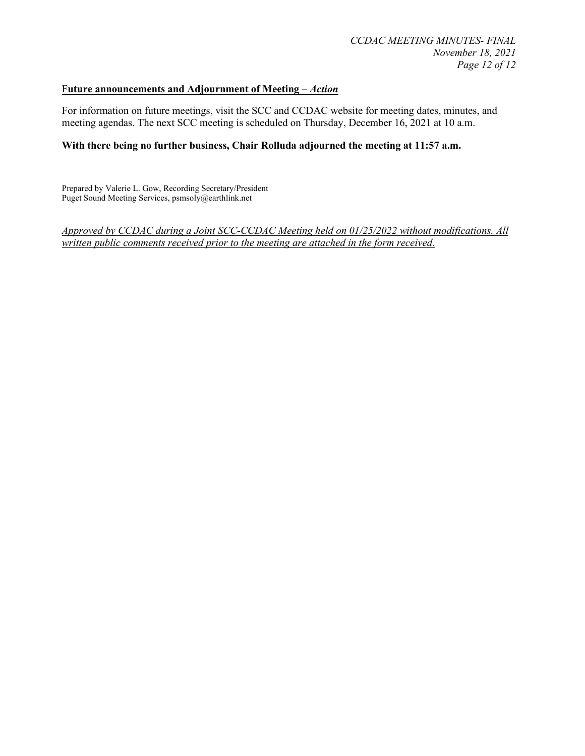**Future announcements and Adjournment of Meeting – *Action***

For information on future meetings, visit the SCC and CCDAC website for meeting dates, minutes, and meeting agendas. The next SCC meeting is scheduled on Thursday, December 16, 2021 at 10 a.m.

**With there being no further business, Chair Rolluda adjourned the meeting at 11:57 a.m.**

Prepared by Valerie L. Gow, Recording Secretary/President
Puget Sound Meeting Services, psmsoly@earthlink.net

*Approved by CCDAC during a Joint SCC-CCDAC Meeting held on 01/25/2022 without modifications. All written public comments received prior to the meeting are attached in the form received.*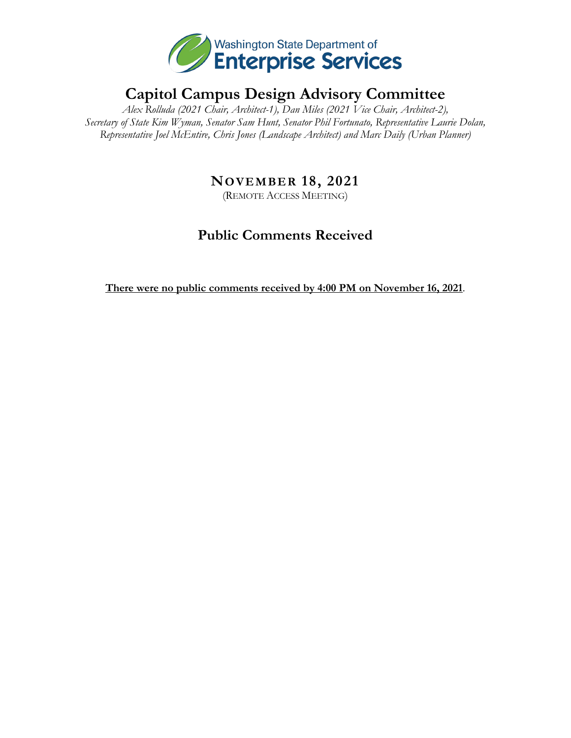Washington State Department of Enterprise Services

# Capitol Campus Design Advisory Committee

*Alex Rolluda (2021 Chair, Architect-1), Dan Miles (2021 Vice Chair, Architect-2), Secretary of State Kim Wyman, Senator Sam Hunt, Senator Phil Fortunato, Representative Laurie Dolan, Representative Joel McEntire, Chris Jones (Landscape Architect) and Marc Daily (Urban Planner)*

## NOVEMBER 18, 2021

(REMOTE ACCESS MEETING)

## Public Comments Received

**There were no public comments received by 4:00 PM on November 16, 2021**.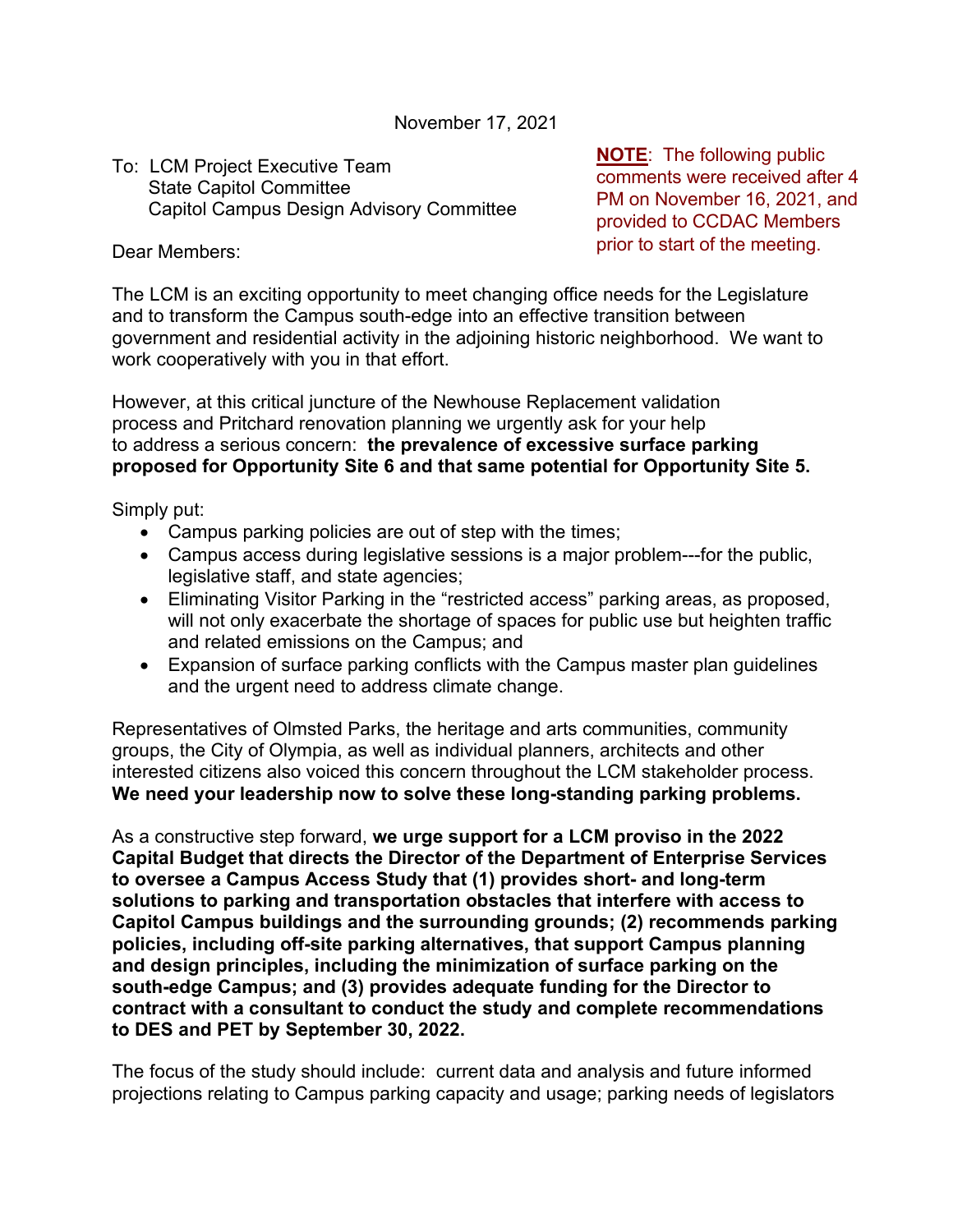November 17, 2021

To: LCM Project Executive Team
State Capitol Committee
Capitol Campus Design Advisory Committee

**NOTE**: The following public comments were received after 4 PM on November 16, 2021, and provided to CCDAC Members prior to start of the meeting.

Dear Members:

The LCM is an exciting opportunity to meet changing office needs for the Legislature and to transform the Campus south-edge into an effective transition between government and residential activity in the adjoining historic neighborhood. We want to work cooperatively with you in that effort.

However, at this critical juncture of the Newhouse Replacement validation process and Pritchard renovation planning we urgently ask for your help to address a serious concern: **the prevalence of excessive surface parking proposed for Opportunity Site 6 and that same potential for Opportunity Site 5.**

Simply put:

- Campus parking policies are out of step with the times;
- Campus access during legislative sessions is a major problem---for the public, legislative staff, and state agencies;
- Eliminating Visitor Parking in the "restricted access" parking areas, as proposed, will not only exacerbate the shortage of spaces for public use but heighten traffic and related emissions on the Campus; and
- Expansion of surface parking conflicts with the Campus master plan guidelines and the urgent need to address climate change.

Representatives of Olmsted Parks, the heritage and arts communities, community groups, the City of Olympia, as well as individual planners, architects and other interested citizens also voiced this concern throughout the LCM stakeholder process. **We need your leadership now to solve these long-standing parking problems.**

As a constructive step forward, **we urge support for a LCM proviso in the 2022 Capital Budget that directs the Director of the Department of Enterprise Services to oversee a Campus Access Study that (1) provides short- and long-term solutions to parking and transportation obstacles that interfere with access to Capitol Campus buildings and the surrounding grounds; (2) recommends parking policies, including off-site parking alternatives, that support Campus planning and design principles, including the minimization of surface parking on the south-edge Campus; and (3) provides adequate funding for the Director to contract with a consultant to conduct the study and complete recommendations to DES and PET by September 30, 2022.**

The focus of the study should include: current data and analysis and future informed projections relating to Campus parking capacity and usage; parking needs of legislators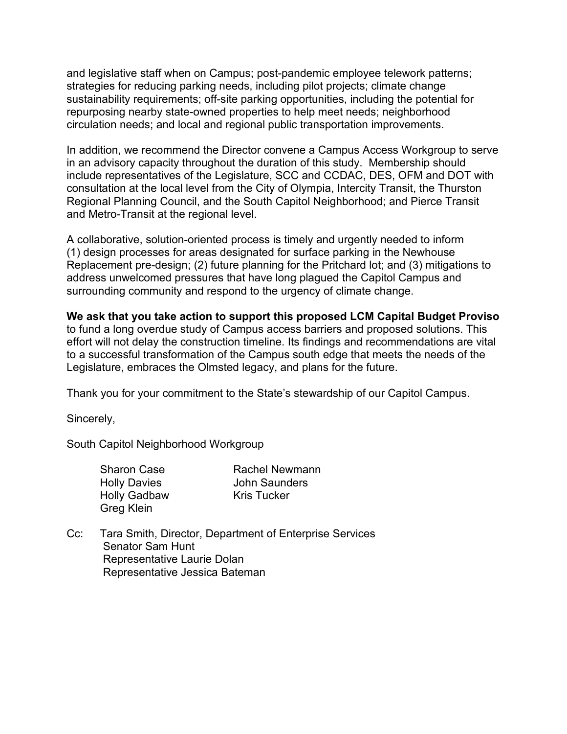and legislative staff when on Campus; post-pandemic employee telework patterns; strategies for reducing parking needs, including pilot projects; climate change sustainability requirements; off-site parking opportunities, including the potential for repurposing nearby state-owned properties to help meet needs; neighborhood circulation needs; and local and regional public transportation improvements.

In addition, we recommend the Director convene a Campus Access Workgroup to serve in an advisory capacity throughout the duration of this study. Membership should include representatives of the Legislature, SCC and CCDAC, DES, OFM and DOT with consultation at the local level from the City of Olympia, Intercity Transit, the Thurston Regional Planning Council, and the South Capitol Neighborhood; and Pierce Transit and Metro-Transit at the regional level.

A collaborative, solution-oriented process is timely and urgently needed to inform (1) design processes for areas designated for surface parking in the Newhouse Replacement pre-design; (2) future planning for the Pritchard lot; and (3) mitigations to address unwelcomed pressures that have long plagued the Capitol Campus and surrounding community and respond to the urgency of climate change.

**We ask that you take action to support this proposed LCM Capital Budget Proviso** to fund a long overdue study of Campus access barriers and proposed solutions. This effort will not delay the construction timeline. Its findings and recommendations are vital to a successful transformation of the Campus south edge that meets the needs of the Legislature, embraces the Olmsted legacy, and plans for the future.

Thank you for your commitment to the State's stewardship of our Capitol Campus.

Sincerely,

South Capitol Neighborhood Workgroup

Sharon Case
Holly Davies
Holly Gadbaw
Greg Klein
Rachel Newmann
John Saunders
Kris Tucker

Cc: Tara Smith, Director, Department of Enterprise Services
Senator Sam Hunt
Representative Laurie Dolan
Representative Jessica Bateman